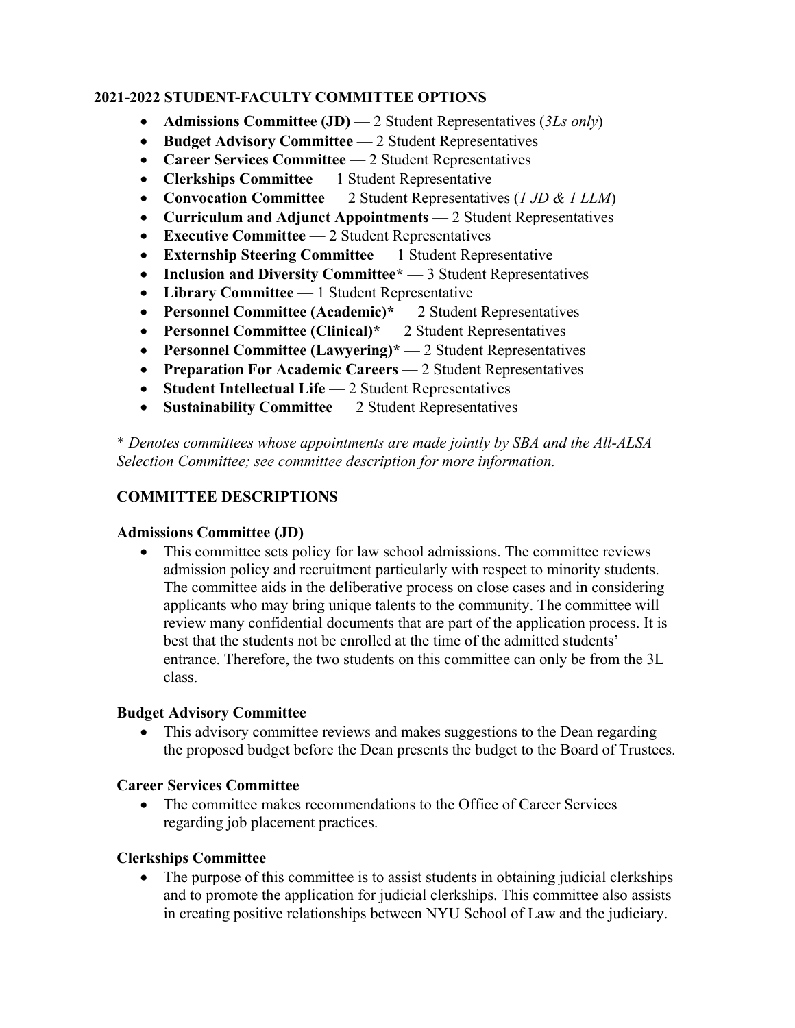## 2021-2022 STUDENT-FACULTY COMMITTEE OPTIONS

- **Admissions Committee (JD)** — 2 Student Representatives (*3Ls only*)
- **Budget Advisory Committee** — 2 Student Representatives
- **Career Services Committee** — 2 Student Representatives
- **Clerkships Committee** — 1 Student Representative
- **Convocation Committee** — 2 Student Representatives (*1 JD & 1 LLM*)
- **Curriculum and Adjunct Appointments** — 2 Student Representatives
- **Executive Committee** — 2 Student Representatives
- **Externship Steering Committee** — 1 Student Representative
- **Inclusion and Diversity Committee*** — 3 Student Representatives
- **Library Committee** — 1 Student Representative
- **Personnel Committee (Academic)*** — 2 Student Representatives
- **Personnel Committee (Clinical)*** — 2 Student Representatives
- **Personnel Committee (Lawyering)*** — 2 Student Representatives
- **Preparation For Academic Careers** — 2 Student Representatives
- **Student Intellectual Life** — 2 Student Representatives
- **Sustainability Committee** — 2 Student Representatives

\* *Denotes committees whose appointments are made jointly by SBA and the All-ALSA Selection Committee; see committee description for more information.*

## COMMITTEE DESCRIPTIONS

### Admissions Committee (JD)

- This committee sets policy for law school admissions. The committee reviews admission policy and recruitment particularly with respect to minority students. The committee aids in the deliberative process on close cases and in considering applicants who may bring unique talents to the community. The committee will review many confidential documents that are part of the application process. It is best that the students not be enrolled at the time of the admitted students' entrance. Therefore, the two students on this committee can only be from the 3L class.

### Budget Advisory Committee

- This advisory committee reviews and makes suggestions to the Dean regarding the proposed budget before the Dean presents the budget to the Board of Trustees.

### Career Services Committee

- The committee makes recommendations to the Office of Career Services regarding job placement practices.

### Clerkships Committee

- The purpose of this committee is to assist students in obtaining judicial clerkships and to promote the application for judicial clerkships. This committee also assists in creating positive relationships between NYU School of Law and the judiciary.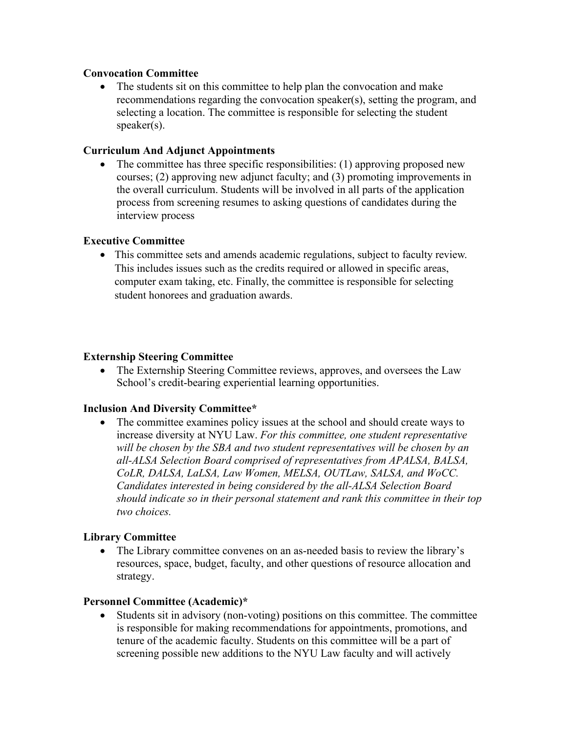**Convocation Committee**

- The students sit on this committee to help plan the convocation and make recommendations regarding the convocation speaker(s), setting the program, and selecting a location. The committee is responsible for selecting the student speaker(s).

**Curriculum And Adjunct Appointments**

- The committee has three specific responsibilities: (1) approving proposed new courses; (2) approving new adjunct faculty; and (3) promoting improvements in the overall curriculum. Students will be involved in all parts of the application process from screening resumes to asking questions of candidates during the interview process

**Executive Committee**

- This committee sets and amends academic regulations, subject to faculty review. This includes issues such as the credits required or allowed in specific areas, computer exam taking, etc. Finally, the committee is responsible for selecting student honorees and graduation awards.

**Externship Steering Committee**

- The Externship Steering Committee reviews, approves, and oversees the Law School's credit-bearing experiential learning opportunities.

**Inclusion And Diversity Committee***

- The committee examines policy issues at the school and should create ways to increase diversity at NYU Law. *For this committee, one student representative will be chosen by the SBA and two student representatives will be chosen by an all-ALSA Selection Board comprised of representatives from APALSA, BALSA, CoLR, DALSA, LaLSA, Law Women, MELSA, OUTLaw, SALSA, and WoCC. Candidates interested in being considered by the all-ALSA Selection Board should indicate so in their personal statement and rank this committee in their top two choices.*

**Library Committee**

- The Library committee convenes on an as-needed basis to review the library's resources, space, budget, faculty, and other questions of resource allocation and strategy.

**Personnel Committee (Academic)***

- Students sit in advisory (non-voting) positions on this committee. The committee is responsible for making recommendations for appointments, promotions, and tenure of the academic faculty. Students on this committee will be a part of screening possible new additions to the NYU Law faculty and will actively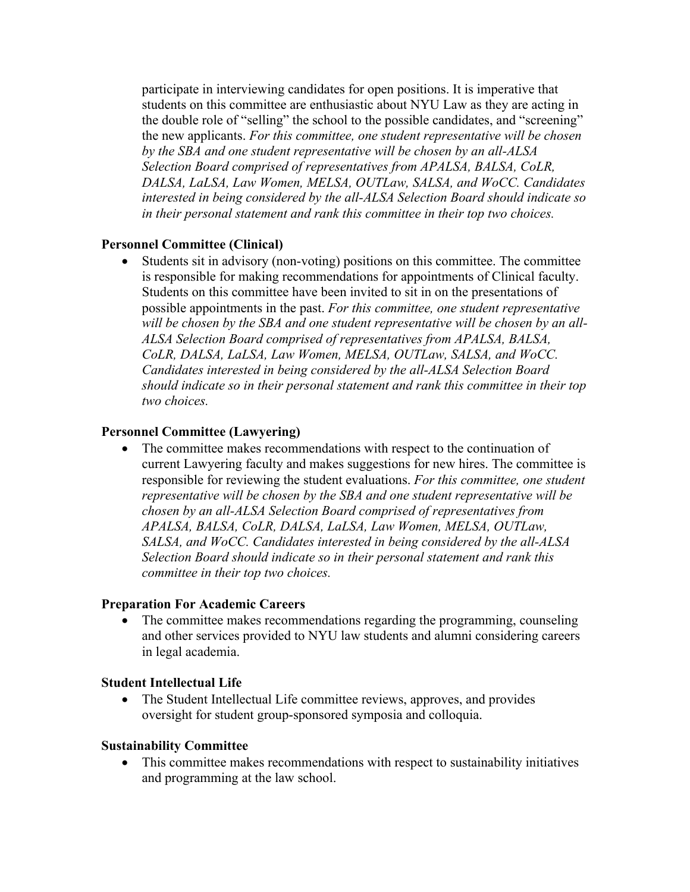participate in interviewing candidates for open positions. It is imperative that students on this committee are enthusiastic about NYU Law as they are acting in the double role of "selling" the school to the possible candidates, and "screening" the new applicants. *For this committee, one student representative will be chosen by the SBA and one student representative will be chosen by an all-ALSA Selection Board comprised of representatives from APALSA, BALSA, CoLR, DALSA, LaLSA, Law Women, MELSA, OUTLaw, SALSA, and WoCC. Candidates interested in being considered by the all-ALSA Selection Board should indicate so in their personal statement and rank this committee in their top two choices.*

**Personnel Committee (Clinical)**

- Students sit in advisory (non-voting) positions on this committee. The committee is responsible for making recommendations for appointments of Clinical faculty. Students on this committee have been invited to sit in on the presentations of possible appointments in the past. *For this committee, one student representative will be chosen by the SBA and one student representative will be chosen by an all-ALSA Selection Board comprised of representatives from APALSA, BALSA, CoLR, DALSA, LaLSA, Law Women, MELSA, OUTLaw, SALSA, and WoCC. Candidates interested in being considered by the all-ALSA Selection Board should indicate so in their personal statement and rank this committee in their top two choices.*

**Personnel Committee (Lawyering)**

- The committee makes recommendations with respect to the continuation of current Lawyering faculty and makes suggestions for new hires. The committee is responsible for reviewing the student evaluations. *For this committee, one student representative will be chosen by the SBA and one student representative will be chosen by an all-ALSA Selection Board comprised of representatives from APALSA, BALSA, CoLR, DALSA, LaLSA, Law Women, MELSA, OUTLaw, SALSA, and WoCC. Candidates interested in being considered by the all-ALSA Selection Board should indicate so in their personal statement and rank this committee in their top two choices.*

**Preparation For Academic Careers**

- The committee makes recommendations regarding the programming, counseling and other services provided to NYU law students and alumni considering careers in legal academia.

**Student Intellectual Life**

- The Student Intellectual Life committee reviews, approves, and provides oversight for student group-sponsored symposia and colloquia.

**Sustainability Committee**

- This committee makes recommendations with respect to sustainability initiatives and programming at the law school.